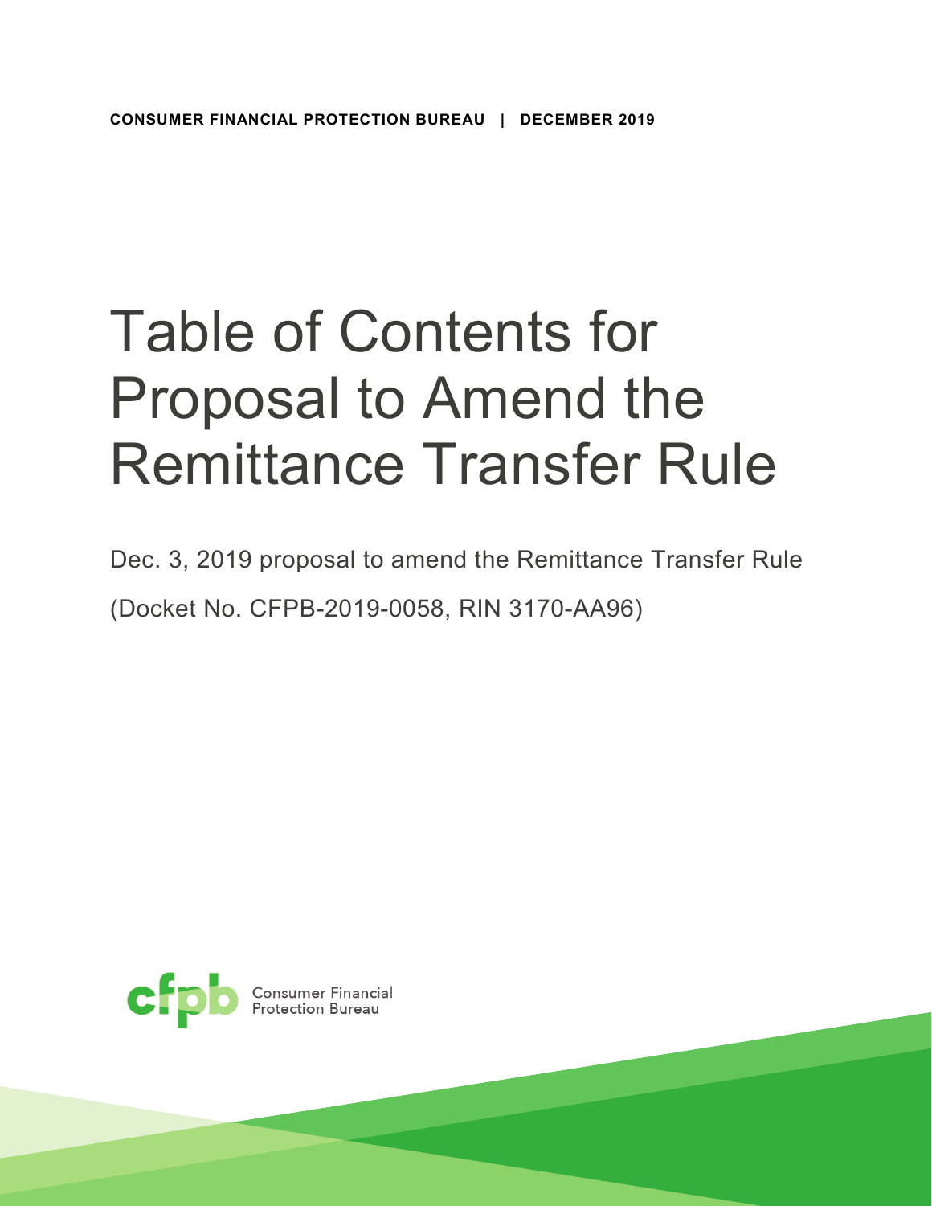**CONSUMER FINANCIAL PROTECTION BUREAU | DECEMBER 2019**

# Table of Contents for Proposal to Amend the Remittance Transfer Rule

Dec. 3, 2019 proposal to amend the Remittance Transfer Rule

(Docket No. CFPB-2019-0058, RIN 3170-AA96)

Consumer Financial Protection Bureau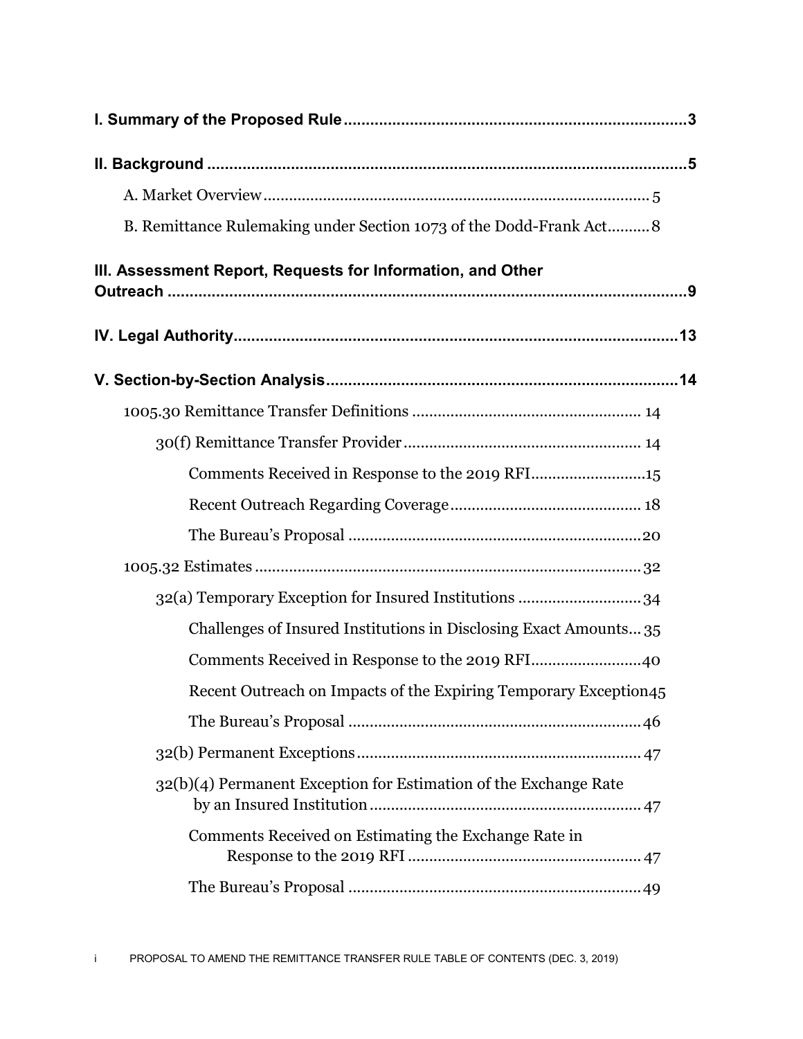**I. Summary of the Proposed Rule** .............................................................................3

**II. Background** ............................................................................................................5

A. Market Overview ........................................................................................ 5

B. Remittance Rulemaking under Section 1073 of the Dodd-Frank Act.......... 8

**III. Assessment Report, Requests for Information, and Other Outreach** ..........................................................................................................9

**IV. Legal Authority** .....................................................................................................13

**V. Section-by-Section Analysis** ...............................................................................14

1005.30 Remittance Transfer Definitions ..................................................... 14

30(f) Remittance Transfer Provider ....................................................... 14

Comments Received in Response to the 2019 RFI ...........................15

Recent Outreach Regarding Coverage ............................................ 18

The Bureau's Proposal ....................................................................20

1005.32 Estimates ......................................................................................... 32

32(a) Temporary Exception for Insured Institutions ............................ 34

Challenges of Insured Institutions in Disclosing Exact Amounts... 35

Comments Received in Response to the 2019 RFI ..........................40

Recent Outreach on Impacts of the Expiring Temporary Exception 45

The Bureau's Proposal .................................................................... 46

32(b) Permanent Exceptions .................................................................. 47

32(b)(4) Permanent Exception for Estimation of the Exchange Rate by an Insured Institution ............................................................. 47

Comments Received on Estimating the Exchange Rate in Response to the 2019 RFI ...................................................... 47

The Bureau's Proposal .................................................................... 49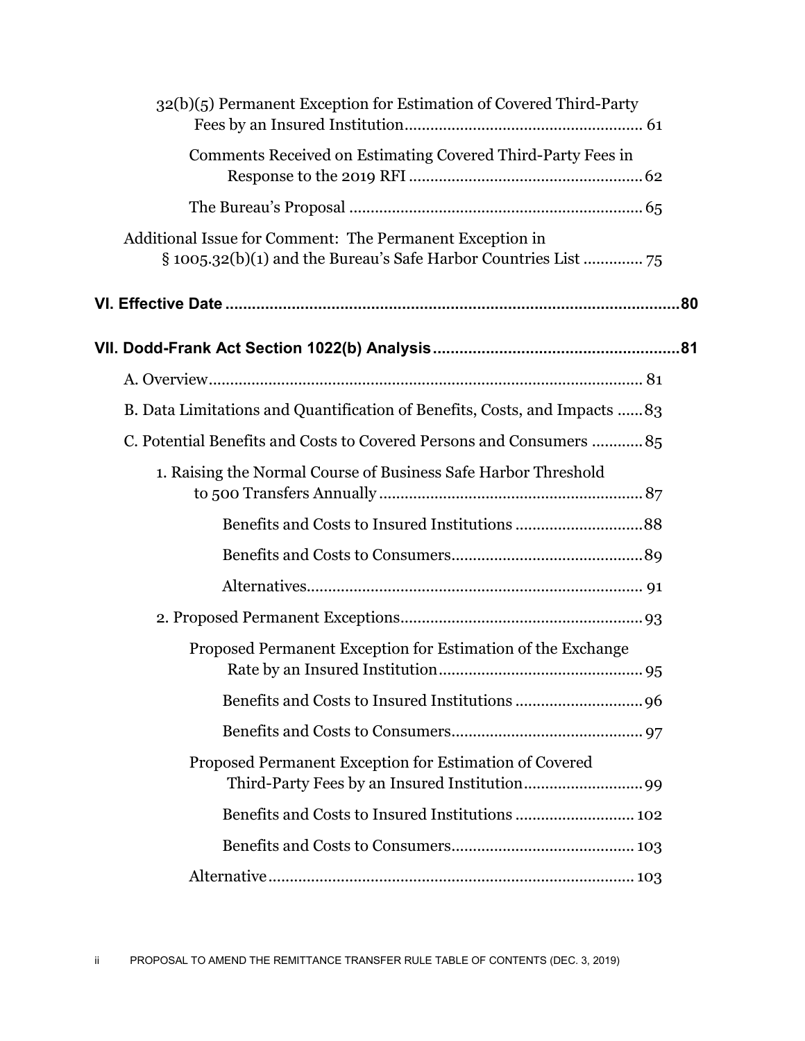32(b)(5) Permanent Exception for Estimation of Covered Third-Party Fees by an Insured Institution ........ 61

Comments Received on Estimating Covered Third-Party Fees in Response to the 2019 RFI ........ 62

The Bureau's Proposal ........ 65

Additional Issue for Comment: The Permanent Exception in § 1005.32(b)(1) and the Bureau's Safe Harbor Countries List ........ 75

**VI. Effective Date ........ 80**

**VII. Dodd-Frank Act Section 1022(b) Analysis ........ 81**

A. Overview ........ 81

B. Data Limitations and Quantification of Benefits, Costs, and Impacts ........ 83

C. Potential Benefits and Costs to Covered Persons and Consumers ........ 85

1. Raising the Normal Course of Business Safe Harbor Threshold to 500 Transfers Annually ........ 87

Benefits and Costs to Insured Institutions ........ 88

Benefits and Costs to Consumers ........ 89

Alternatives ........ 91

2. Proposed Permanent Exceptions ........ 93

Proposed Permanent Exception for Estimation of the Exchange Rate by an Insured Institution ........ 95

Benefits and Costs to Insured Institutions ........ 96

Benefits and Costs to Consumers ........ 97

Proposed Permanent Exception for Estimation of Covered Third-Party Fees by an Insured Institution ........ 99

Benefits and Costs to Insured Institutions ........ 102

Benefits and Costs to Consumers ........ 103

Alternative ........ 103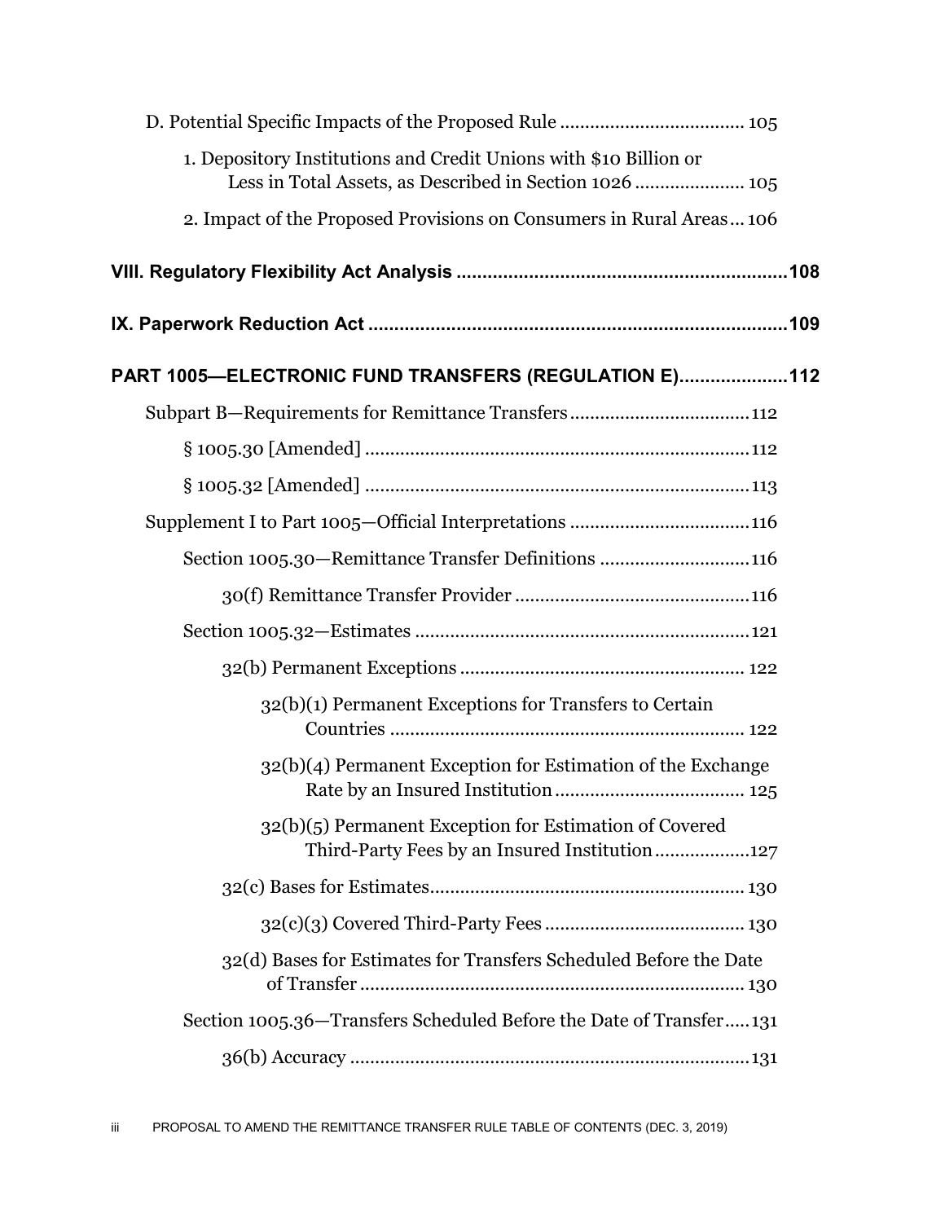D. Potential Specific Impacts of the Proposed Rule .................................... 105

1. Depository Institutions and Credit Unions with $10 Billion or Less in Total Assets, as Described in Section 1026 ..................... 105

2. Impact of the Proposed Provisions on Consumers in Rural Areas ... 106

**VIII. Regulatory Flexibility Act Analysis ............................................................... 108**

**IX. Paperwork Reduction Act ................................................................................. 109**

**PART 1005—ELECTRONIC FUND TRANSFERS (REGULATION E)..................... 112**

Subpart B—Requirements for Remittance Transfers ................................... 112

§ 1005.30 [Amended] ........................................................................... 112

§ 1005.32 [Amended] ........................................................................... 113

Supplement I to Part 1005—Official Interpretations ................................... 116

Section 1005.30—Remittance Transfer Definitions ............................. 116

30(f) Remittance Transfer Provider .............................................. 116

Section 1005.32—Estimates .................................................................. 121

32(b) Permanent Exceptions ........................................................ 122

32(b)(1) Permanent Exceptions for Transfers to Certain Countries ...................................................................... 122

32(b)(4) Permanent Exception for Estimation of the Exchange Rate by an Insured Institution ..................................... 125

32(b)(5) Permanent Exception for Estimation of Covered Third-Party Fees by an Insured Institution ................... 127

32(c) Bases for Estimates.............................................................. 130

32(c)(3) Covered Third-Party Fees ....................................... 130

32(d) Bases for Estimates for Transfers Scheduled Before the Date of Transfer ............................................................................ 130

Section 1005.36—Transfers Scheduled Before the Date of Transfer ..... 131

36(b) Accuracy ............................................................................... 131